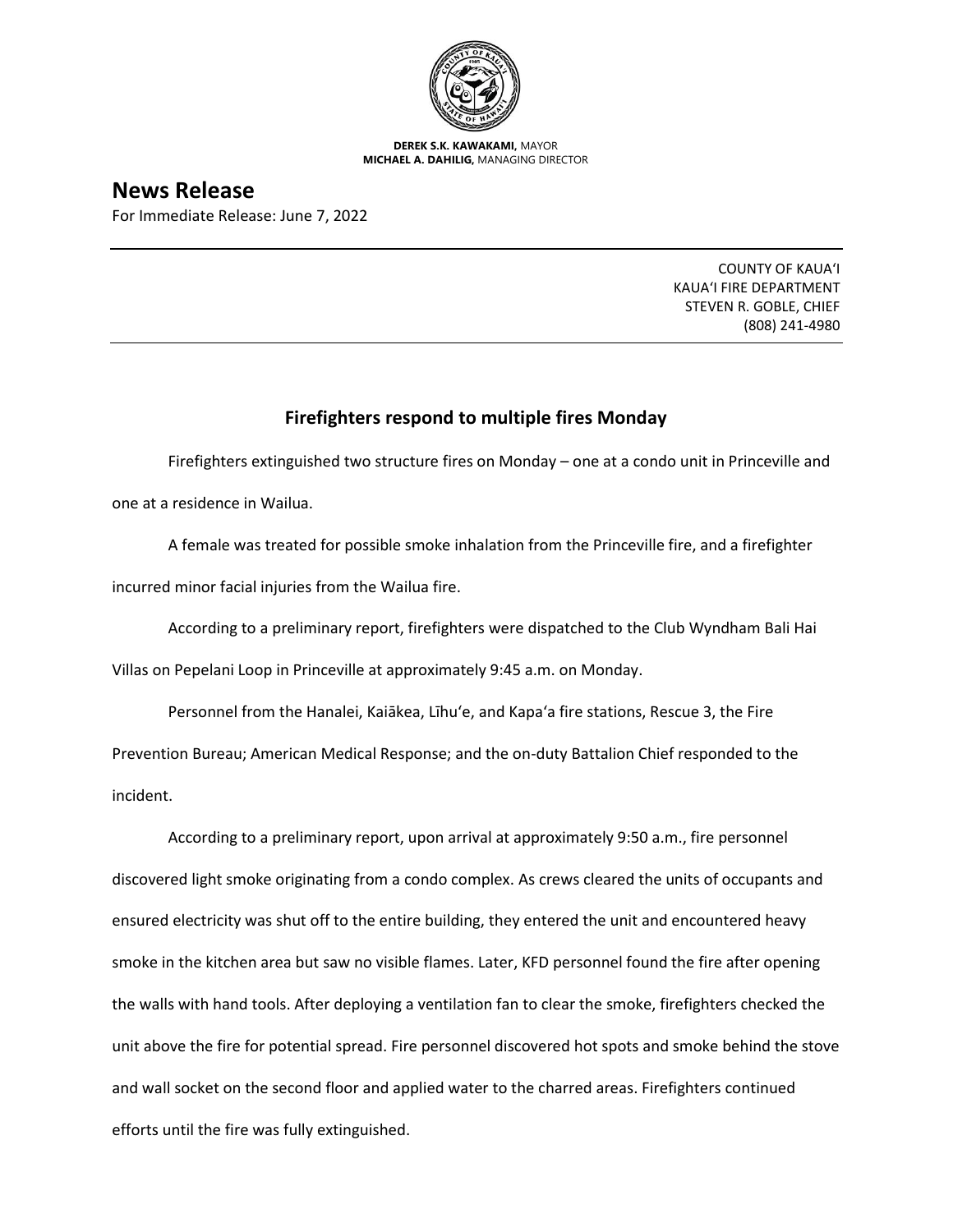**DEREK S.K. KAWAKAMI,** MAYOR
**MICHAEL A. DAHILIG,** MANAGING DIRECTOR

# News Release

For Immediate Release: June 7, 2022

COUNTY OF KAUAʻI
KAUAʻI FIRE DEPARTMENT
STEVEN R. GOBLE, CHIEF
(808) 241-4980

## Firefighters respond to multiple fires Monday

Firefighters extinguished two structure fires on Monday – one at a condo unit in Princeville and one at a residence in Wailua.

A female was treated for possible smoke inhalation from the Princeville fire, and a firefighter incurred minor facial injuries from the Wailua fire.

According to a preliminary report, firefighters were dispatched to the Club Wyndham Bali Hai Villas on Pepelani Loop in Princeville at approximately 9:45 a.m. on Monday.

Personnel from the Hanalei, Kaiākea, Līhuʻe, and Kapaʻa fire stations, Rescue 3, the Fire Prevention Bureau; American Medical Response; and the on-duty Battalion Chief responded to the incident.

According to a preliminary report, upon arrival at approximately 9:50 a.m., fire personnel discovered light smoke originating from a condo complex. As crews cleared the units of occupants and ensured electricity was shut off to the entire building, they entered the unit and encountered heavy smoke in the kitchen area but saw no visible flames. Later, KFD personnel found the fire after opening the walls with hand tools. After deploying a ventilation fan to clear the smoke, firefighters checked the unit above the fire for potential spread. Fire personnel discovered hot spots and smoke behind the stove and wall socket on the second floor and applied water to the charred areas. Firefighters continued efforts until the fire was fully extinguished.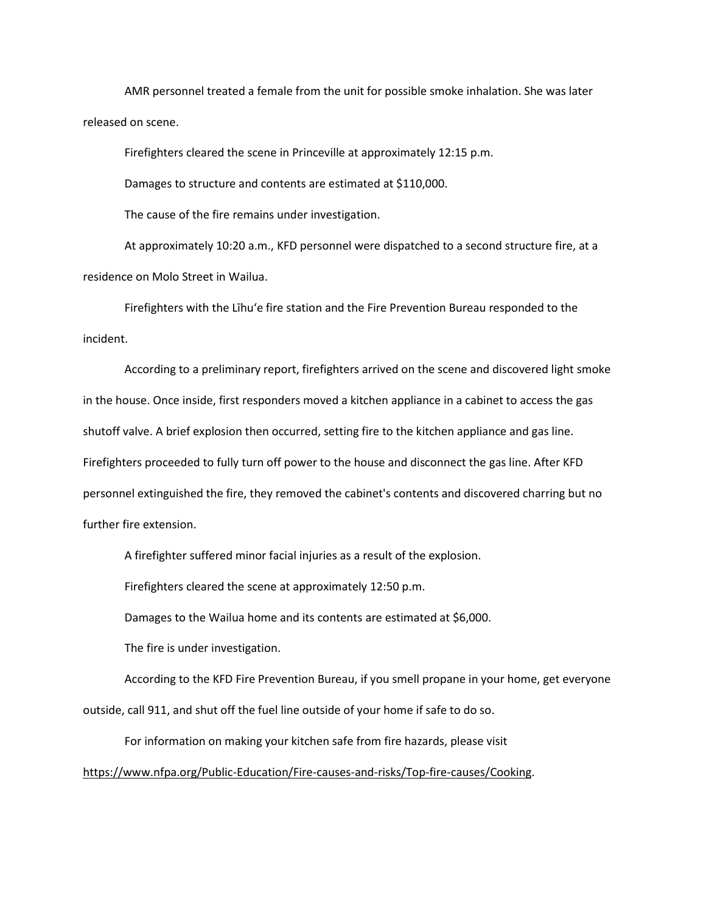AMR personnel treated a female from the unit for possible smoke inhalation. She was later released on scene.

Firefighters cleared the scene in Princeville at approximately 12:15 p.m.

Damages to structure and contents are estimated at $110,000.

The cause of the fire remains under investigation.

At approximately 10:20 a.m., KFD personnel were dispatched to a second structure fire, at a residence on Molo Street in Wailua.

Firefighters with the Līhuʻe fire station and the Fire Prevention Bureau responded to the incident.

According to a preliminary report, firefighters arrived on the scene and discovered light smoke in the house. Once inside, first responders moved a kitchen appliance in a cabinet to access the gas shutoff valve. A brief explosion then occurred, setting fire to the kitchen appliance and gas line. Firefighters proceeded to fully turn off power to the house and disconnect the gas line. After KFD personnel extinguished the fire, they removed the cabinet's contents and discovered charring but no further fire extension.

A firefighter suffered minor facial injuries as a result of the explosion.

Firefighters cleared the scene at approximately 12:50 p.m.

Damages to the Wailua home and its contents are estimated at $6,000.

The fire is under investigation.

According to the KFD Fire Prevention Bureau, if you smell propane in your home, get everyone outside, call 911, and shut off the fuel line outside of your home if safe to do so.

For information on making your kitchen safe from fire hazards, please visit https://www.nfpa.org/Public-Education/Fire-causes-and-risks/Top-fire-causes/Cooking.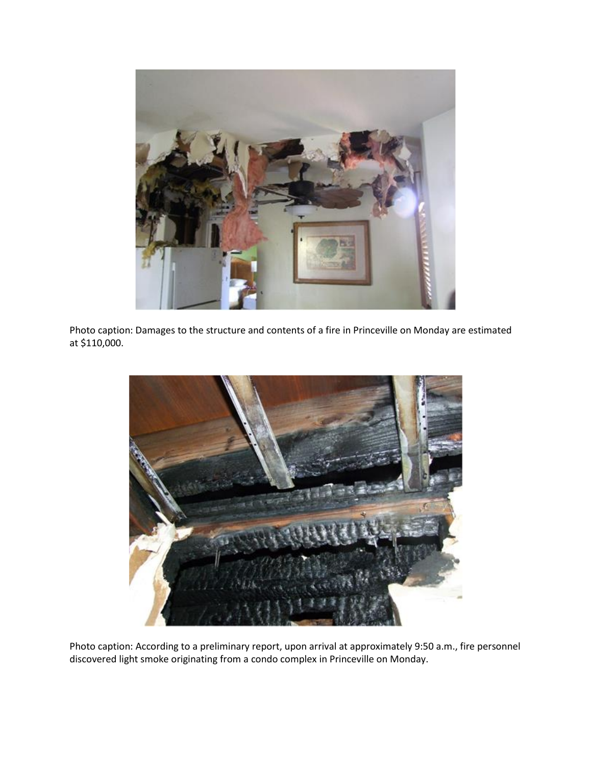Photo caption: Damages to the structure and contents of a fire in Princeville on Monday are estimated at $110,000.

Photo caption: According to a preliminary report, upon arrival at approximately 9:50 a.m., fire personnel discovered light smoke originating from a condo complex in Princeville on Monday.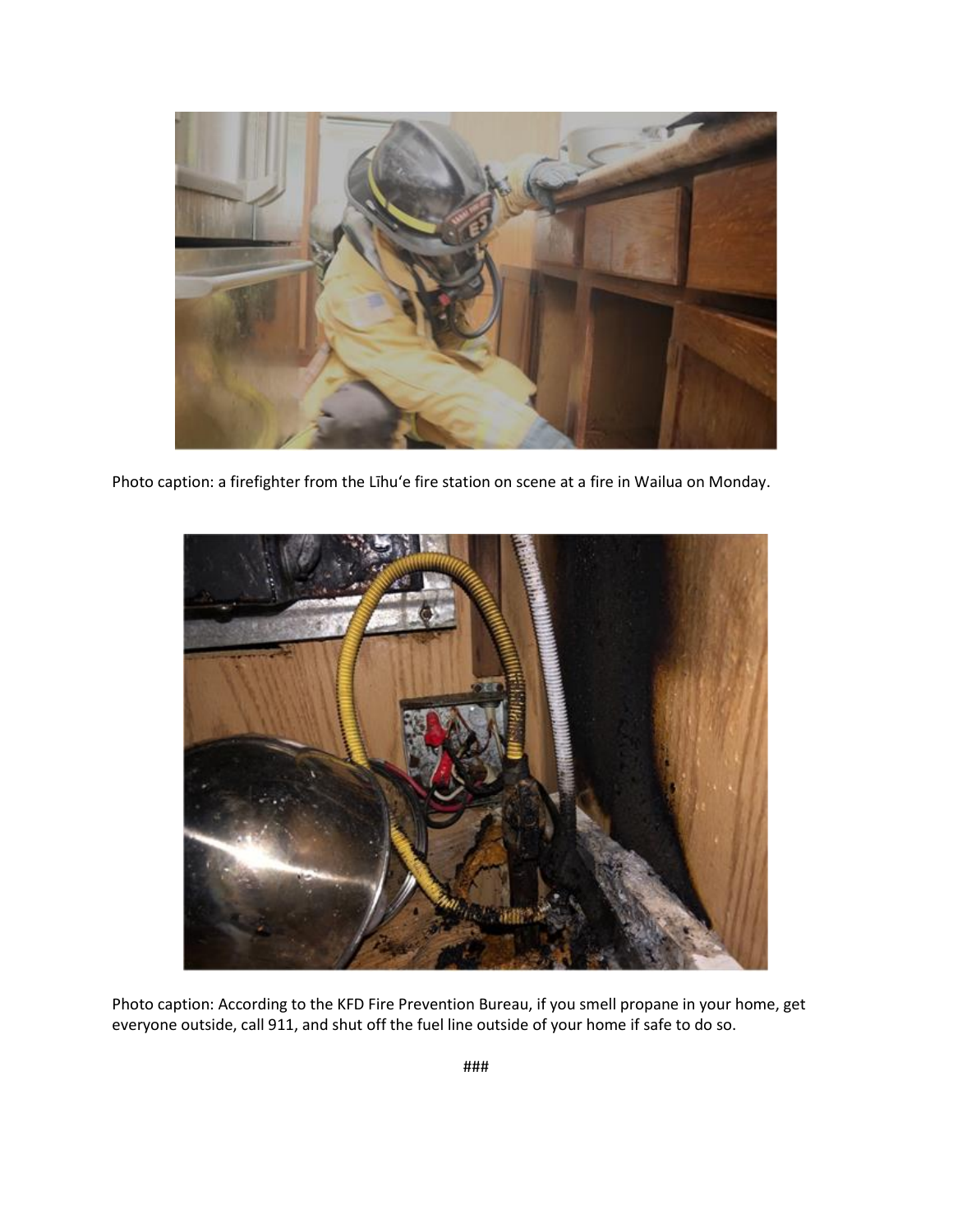Photo caption: a firefighter from the Līhuʻe fire station on scene at a fire in Wailua on Monday.

Photo caption: According to the KFD Fire Prevention Bureau, if you smell propane in your home, get everyone outside, call 911, and shut off the fuel line outside of your home if safe to do so.

###